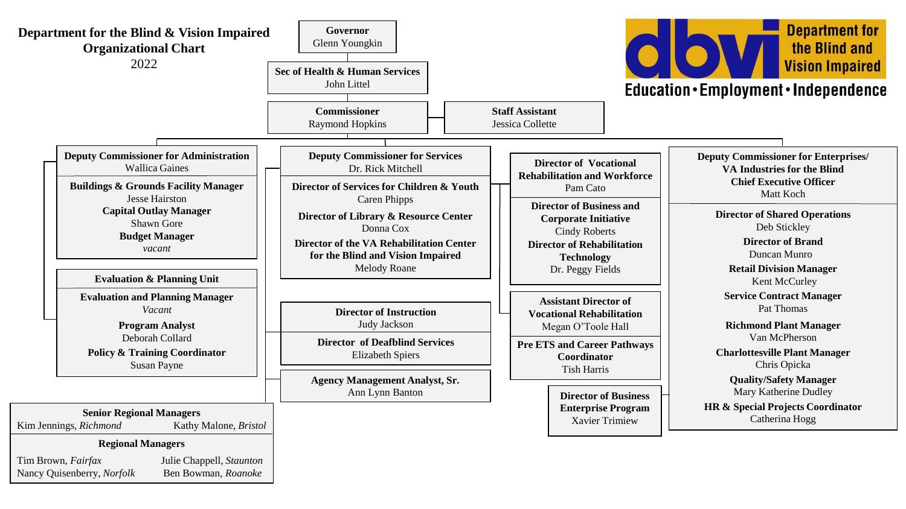# Department for the Blind & Vision Impaired Organizational Chart

2022

**Department for the Blind and Vision Impaired**
Education • Employment • Independence

**Governor**
Glenn Youngkin

**Sec of Health & Human Services**
John Littel

**Commissioner**
Raymond Hopkins

**Staff Assistant**
Jessica Collette

---

**Deputy Commissioner for Administration**
Wallica Gaines

- **Buildings & Grounds Facility Manager**
  Jesse Hairston
- **Capital Outlay Manager**
  Shawn Gore
- **Budget Manager**
  *vacant*

**Evaluation & Planning Unit**

- **Evaluation and Planning Manager**
  *Vacant*
- **Program Analyst**
  Deborah Collard
- **Policy & Training Coordinator**
  Susan Payne

**Senior Regional Managers**

- Kim Jennings, *Richmond*
- Kathy Malone, *Bristol*

**Regional Managers**

- Tim Brown, *Fairfax*
- Julie Chappell, *Staunton*
- Nancy Quisenberry, *Norfolk*
- Ben Bowman, *Roanoke*

---

**Deputy Commissioner for Services**
Dr. Rick Mitchell

- **Director of Services for Children & Youth**
  Caren Phipps
- **Director of Library & Resource Center**
  Donna Cox
- **Director of the VA Rehabilitation Center for the Blind and Vision Impaired**
  Melody Roane
- **Director of Instruction**
  Judy Jackson
- **Director of Deafblind Services**
  Elizabeth Spiers
- **Agency Management Analyst, Sr.**
  Ann Lynn Banton

---

**Director of Vocational Rehabilitation and Workforce**
Pam Cato

- **Director of Business and Corporate Initiative**
  Cindy Roberts
- **Director of Rehabilitation Technology**
  Dr. Peggy Fields

**Assistant Director of Vocational Rehabilitation**
Megan O'Toole Hall

- **Pre ETS and Career Pathways Coordinator**
  Tish Harris

**Director of Business Enterprise Program**
Xavier Trimiew

---

**Deputy Commissioner for Enterprises/ VA Industries for the Blind Chief Executive Officer**
Matt Koch

- **Director of Shared Operations**
  Deb Stickley
- **Director of Brand**
  Duncan Munro
- **Retail Division Manager**
  Kent McCurley
- **Service Contract Manager**
  Pat Thomas
- **Richmond Plant Manager**
  Van McPherson
- **Charlottesville Plant Manager**
  Chris Opicka
- **Quality/Safety Manager**
  Mary Katherine Dudley
- **HR & Special Projects Coordinator**
  Catherina Hogg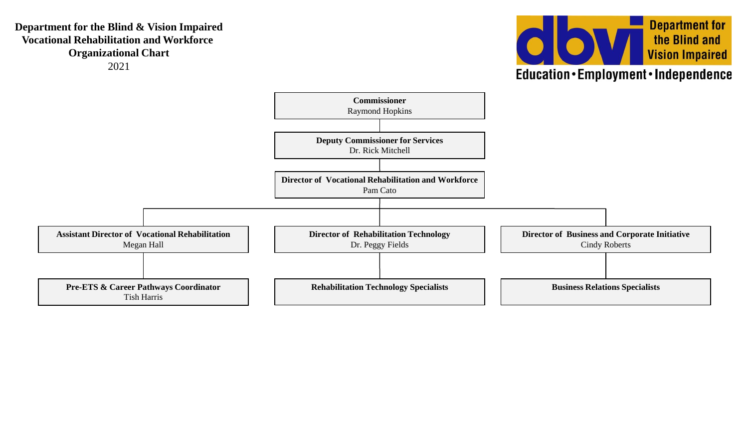**Department for the Blind & Vision Impaired**
**Vocational Rehabilitation and Workforce**
**Organizational Chart**
2021

Department for the Blind and Vision Impaired
Education • Employment • Independence

**Commissioner**
Raymond Hopkins

**Deputy Commissioner for Services**
Dr. Rick Mitchell

**Director of Vocational Rehabilitation and Workforce**
Pam Cato

**Assistant Director of Vocational Rehabilitation**
Megan Hall

**Pre-ETS & Career Pathways Coordinator**
Tish Harris

**Director of Rehabilitation Technology**
Dr. Peggy Fields

**Rehabilitation Technology Specialists**

**Director of Business and Corporate Initiative**
Cindy Roberts

**Business Relations Specialists**